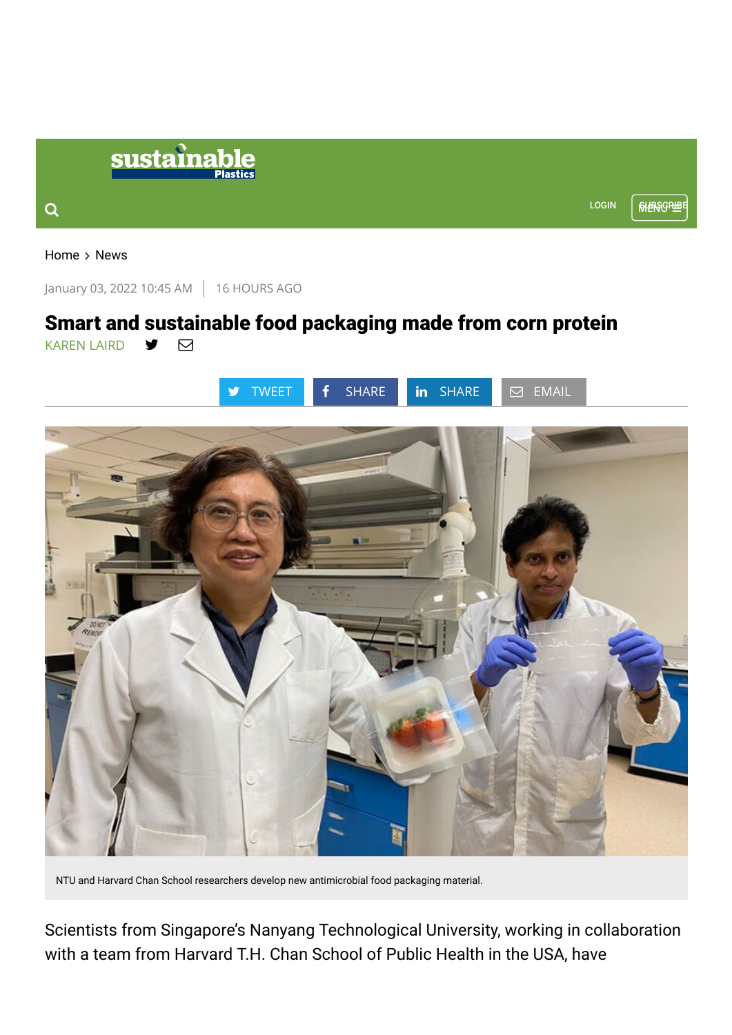Home > News

January 03, 2022 10:45 AM | 16 HOURS AGO

# Smart and sustainable food packaging made from corn protein

KAREN LAIRD

NTU and Harvard Chan School researchers develop new antimicrobial food packaging material.

Scientists from Singapore's Nanyang Technological University, working in collaboration with a team from Harvard T.H. Chan School of Public Health in the USA, have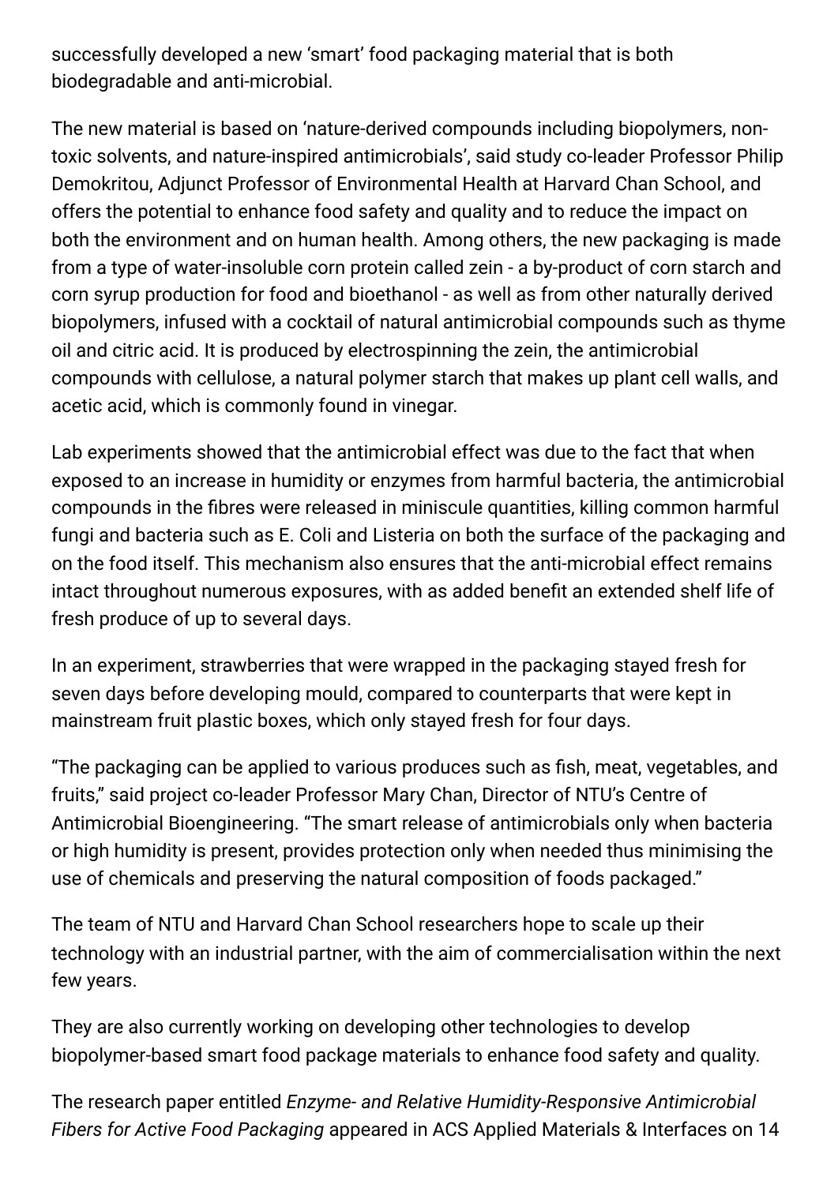successfully developed a new 'smart' food packaging material that is both biodegradable and anti-microbial.

The new material is based on 'nature-derived compounds including biopolymers, non-toxic solvents, and nature-inspired antimicrobials', said study co-leader Professor Philip Demokritou, Adjunct Professor of Environmental Health at Harvard Chan School, and offers the potential to enhance food safety and quality and to reduce the impact on both the environment and on human health. Among others, the new packaging is made from a type of water-insoluble corn protein called zein - a by-product of corn starch and corn syrup production for food and bioethanol - as well as from other naturally derived biopolymers, infused with a cocktail of natural antimicrobial compounds such as thyme oil and citric acid. It is produced by electrospinning the zein, the antimicrobial compounds with cellulose, a natural polymer starch that makes up plant cell walls, and acetic acid, which is commonly found in vinegar.

Lab experiments showed that the antimicrobial effect was due to the fact that when exposed to an increase in humidity or enzymes from harmful bacteria, the antimicrobial compounds in the fibres were released in miniscule quantities, killing common harmful fungi and bacteria such as E. Coli and Listeria on both the surface of the packaging and on the food itself. This mechanism also ensures that the anti-microbial effect remains intact throughout numerous exposures, with as added benefit an extended shelf life of fresh produce of up to several days.

In an experiment, strawberries that were wrapped in the packaging stayed fresh for seven days before developing mould, compared to counterparts that were kept in mainstream fruit plastic boxes, which only stayed fresh for four days.

"The packaging can be applied to various produces such as fish, meat, vegetables, and fruits," said project co-leader Professor Mary Chan, Director of NTU's Centre of Antimicrobial Bioengineering. "The smart release of antimicrobials only when bacteria or high humidity is present, provides protection only when needed thus minimising the use of chemicals and preserving the natural composition of foods packaged."

The team of NTU and Harvard Chan School researchers hope to scale up their technology with an industrial partner, with the aim of commercialisation within the next few years.

They are also currently working on developing other technologies to develop biopolymer-based smart food package materials to enhance food safety and quality.

The research paper entitled *Enzyme- and Relative Humidity-Responsive Antimicrobial Fibers for Active Food Packaging* appeared in ACS Applied Materials & Interfaces on 14